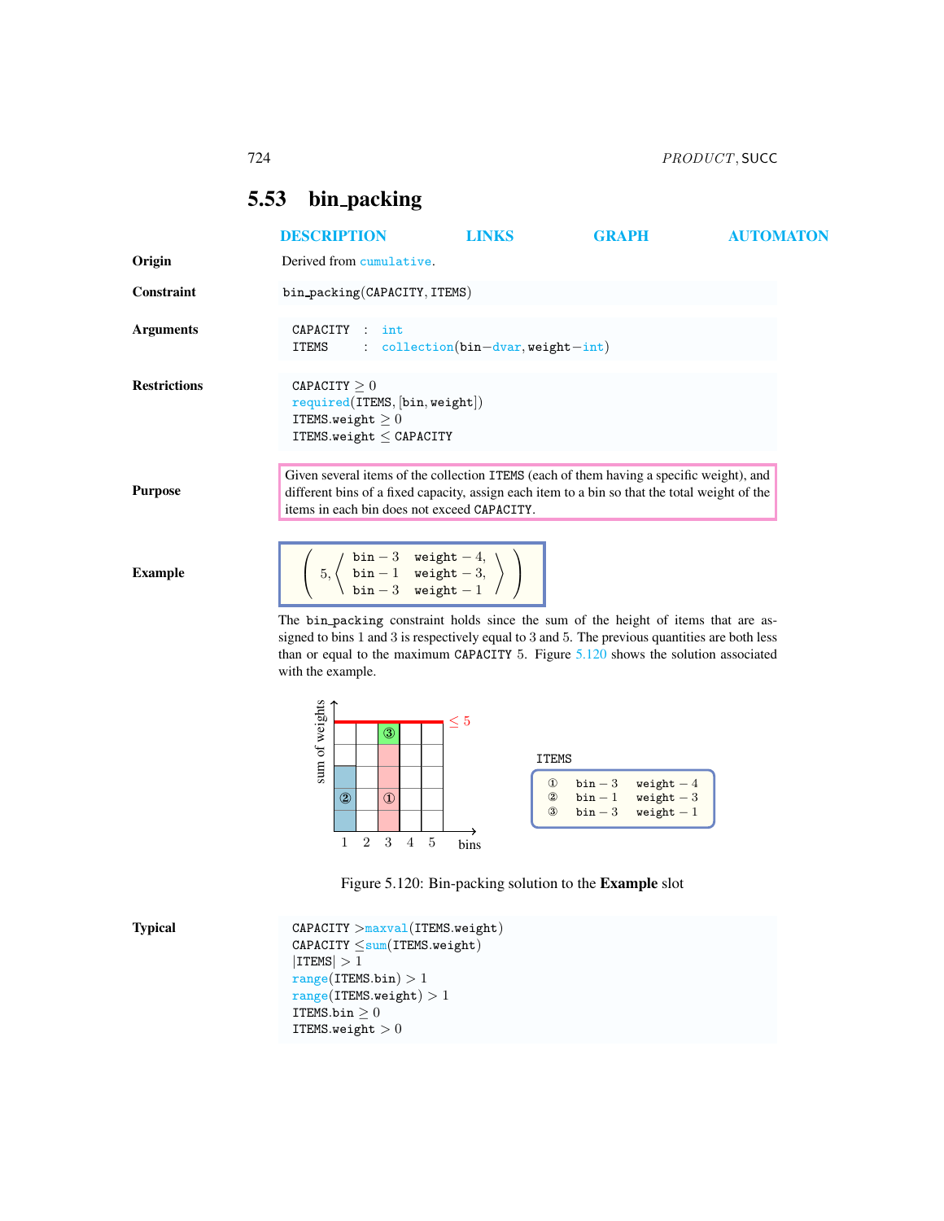## 5.53 bin_packing

DESCRIPTION LINKS GRAPH AUTOMATON

**Origin**

Derived from cumulative.

**Constraint**

bin_packing(CAPACITY, ITEMS)

**Arguments**

```
CAPACITY : int
ITEMS    : collection(bin-dvar, weight-int)
```

**Restrictions**

```
CAPACITY ≥ 0
required(ITEMS, [bin, weight])
ITEMS.weight ≥ 0
ITEMS.weight ≤ CAPACITY
```

**Purpose**

Given several items of the collection ITEMS (each of them having a specific weight), and different bins of a fixed capacity, assign each item to a bin so that the total weight of the items in each bin does not exceed CAPACITY.

**Example**

$$\left(5, \left\langle \begin{array}{ll} \texttt{bin}-3 & \texttt{weight}-4, \\ \texttt{bin}-1 & \texttt{weight}-3, \\ \texttt{bin}-3 & \texttt{weight}-1 \end{array} \right\rangle \right)$$

The bin_packing constraint holds since the sum of the height of items that are assigned to bins 1 and 3 is respectively equal to 3 and 5. The previous quantities are both less than or equal to the maximum CAPACITY 5. Figure 5.120 shows the solution associated with the example.

ITEMS

| | bin | weight |
|---|---|---|
| ① | bin − 3 | weight − 4 |
| ② | bin − 1 | weight − 3 |
| ③ | bin − 3 | weight − 1 |

Figure 5.120: Bin-packing solution to the **Example** slot

**Typical**

```
CAPACITY > maxval(ITEMS.weight)
CAPACITY ≤ sum(ITEMS.weight)
|ITEMS| > 1
range(ITEMS.bin) > 1
range(ITEMS.weight) > 1
ITEMS.bin ≥ 0
ITEMS.weight > 0
```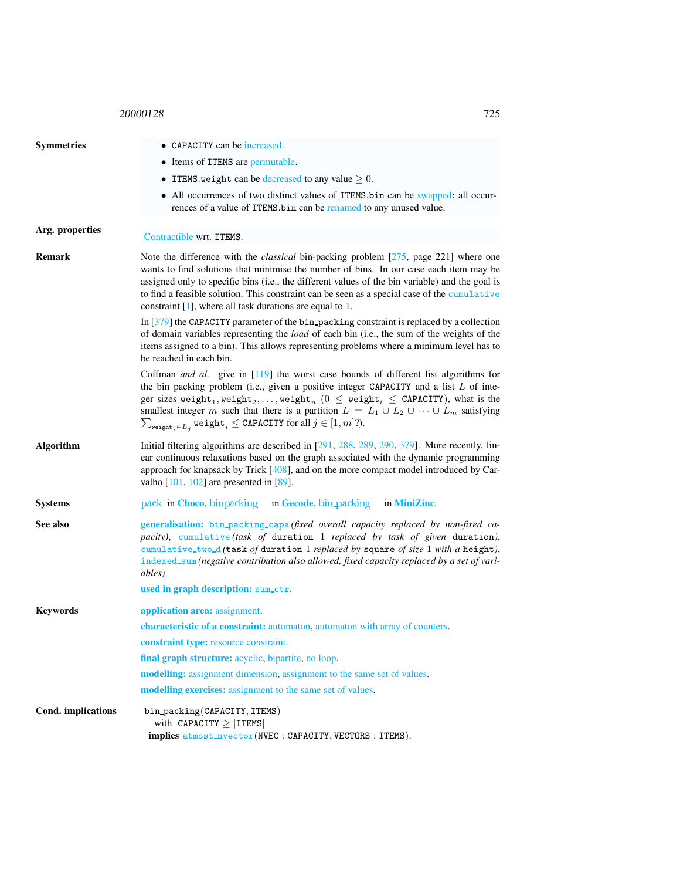**Symmetries**

- CAPACITY can be increased.
- Items of ITEMS are permutable.
- ITEMS.weight can be decreased to any value $\geq 0$.
- All occurrences of two distinct values of ITEMS.bin can be swapped; all occurrences of a value of ITEMS.bin can be renamed to any unused value.

**Arg. properties**

Contractible wrt. ITEMS.

**Remark**

Note the difference with the *classical* bin-packing problem [275, page 221] where one wants to find solutions that minimise the number of bins. In our case each item may be assigned only to specific bins (i.e., the different values of the bin variable) and the goal is to find a feasible solution. This constraint can be seen as a special case of the cumulative constraint [1], where all task durations are equal to 1.

In [379] the CAPACITY parameter of the bin_packing constraint is replaced by a collection of domain variables representing the *load* of each bin (i.e., the sum of the weights of the items assigned to a bin). This allows representing problems where a minimum level has to be reached in each bin.

Coffman *and al.* give in [119] the worst case bounds of different list algorithms for the bin packing problem (i.e., given a positive integer CAPACITY and a list $L$ of integer sizes $\texttt{weight}_1, \texttt{weight}_2, \ldots, \texttt{weight}_n$ ($0 \leq \texttt{weight}_i \leq \texttt{CAPACITY}$), what is the smallest integer $m$ such that there is a partition $L = L_1 \cup L_2 \cup \cdots \cup L_m$ satisfying $\sum_{\texttt{weight}_i \in L_j} \texttt{weight}_i \leq \texttt{CAPACITY}$ for all $j \in [1, m]$?).

**Algorithm**

Initial filtering algorithms are described in [291, 288, 289, 290, 379]. More recently, linear continuous relaxations based on the graph associated with the dynamic programming approach for knapsack by Trick [408], and on the more compact model introduced by Carvalho [101, 102] are presented in [89].

**Systems**

pack in **Choco**, binpacking in **Gecode**, bin_packing in **MiniZinc**.

**See also**

**generalisation:** bin_packing_capa *(fixed overall capacity replaced by non-fixed capacity)*, cumulative *(task of* duration 1 *replaced by task of given* duration*)*, cumulative_two_d *(*task *of* duration 1 *replaced by* square *of size* 1 *with a* height*)*, indexed_sum *(negative contribution also allowed, fixed capacity replaced by a set of variables)*.

**used in graph description:** sum_ctr.

**Keywords**

**application area:** assignment.

**characteristic of a constraint:** automaton, automaton with array of counters.

**constraint type:** resource constraint.

**final graph structure:** acyclic, bipartite, no loop.

**modelling:** assignment dimension, assignment to the same set of values.

**modelling exercises:** assignment to the same set of values.

**Cond. implications**

bin_packing(CAPACITY, ITEMS)
  with CAPACITY $\geq$ |ITEMS|
**implies** atmost_nvector(NVEC : CAPACITY, VECTORS : ITEMS).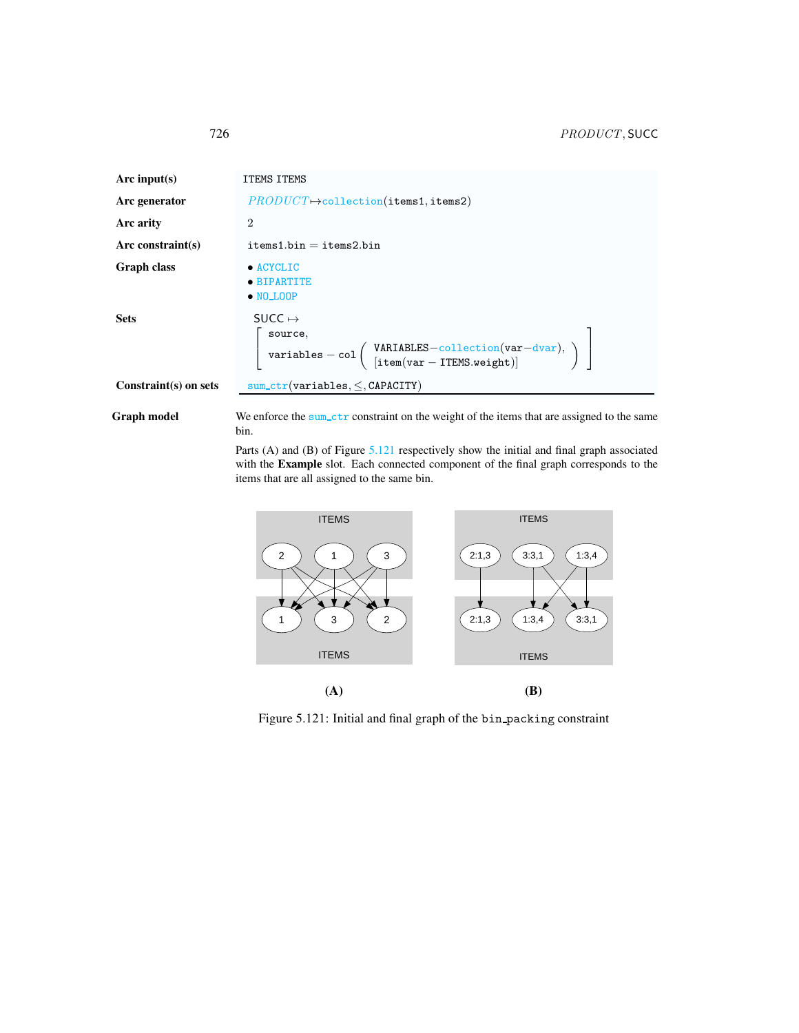| | |
|---|---|
| **Arc input(s)** | ITEMS ITEMS |
| **Arc generator** | *PRODUCT* ↦ collection(items1, items2) |
| **Arc arity** | 2 |
| **Arc constraint(s)** | items1.bin = items2.bin |
| **Graph class** | • ACYCLIC<br>• BIPARTITE<br>• NO_LOOP |
| **Sets** | SUCC ↦<br>[ source,<br>variables − col ( VARIABLES−collection(var−dvar), [item(var − ITEMS.weight)] ) ] |
| **Constraint(s) on sets** | sum_ctr(variables, ≤, CAPACITY) |

**Graph model**

We enforce the sum_ctr constraint on the weight of the items that are assigned to the same bin.

Parts (A) and (B) of Figure 5.121 respectively show the initial and final graph associated with the **Example** slot. Each connected component of the final graph corresponds to the items that are all assigned to the same bin.

Figure 5.121: Initial and final graph of the bin_packing constraint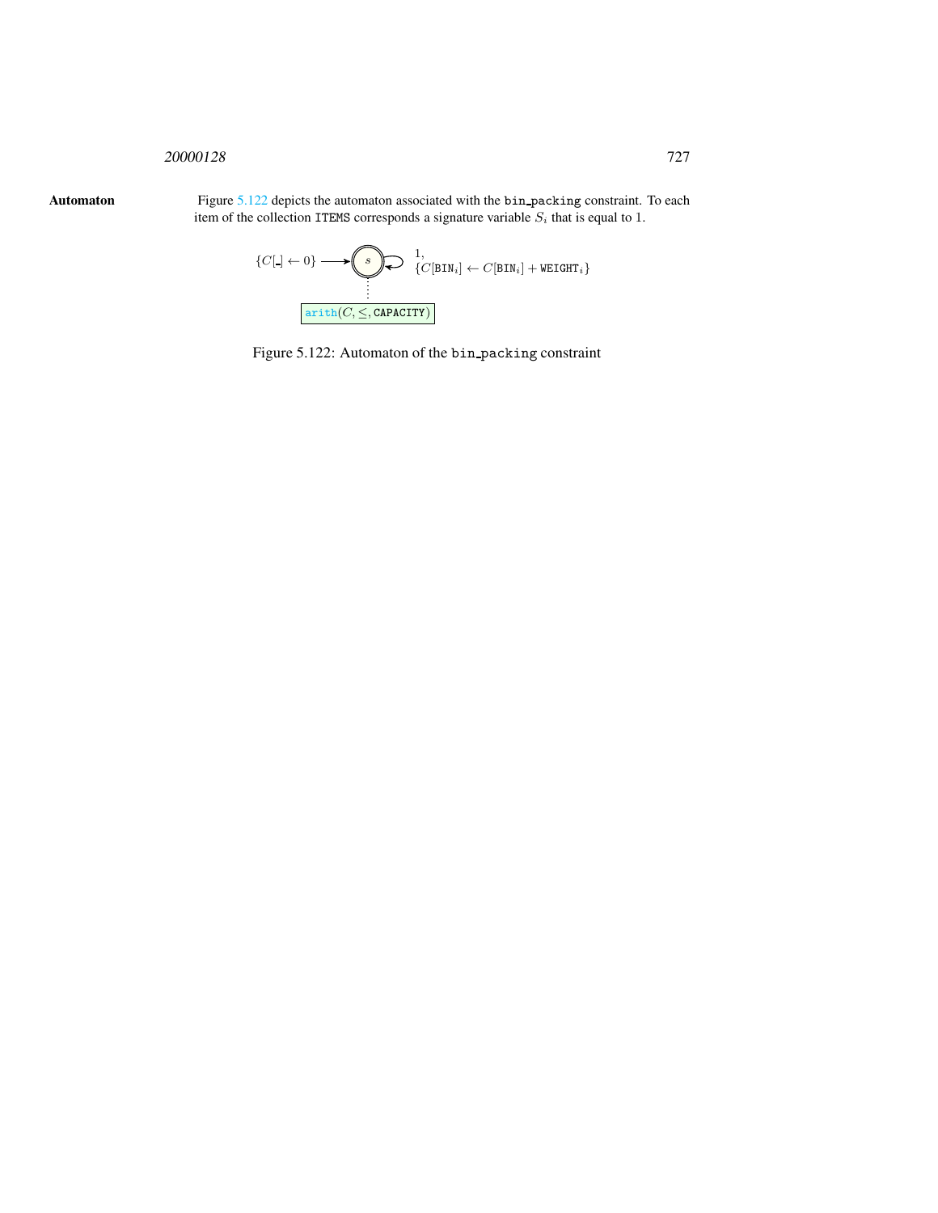**Automaton**

Figure 5.122 depicts the automaton associated with the `bin_packing` constraint. To each item of the collection `ITEMS` corresponds a signature variable $S_i$ that is equal to 1.

$\{C[\_] \leftarrow 0\}$

$s$

1,
$\{C[\texttt{BIN}_i] \leftarrow C[\texttt{BIN}_i] + \texttt{WEIGHT}_i\}$

arith$(C, \leq, \texttt{CAPACITY})$

Figure 5.122: Automaton of the `bin_packing` constraint